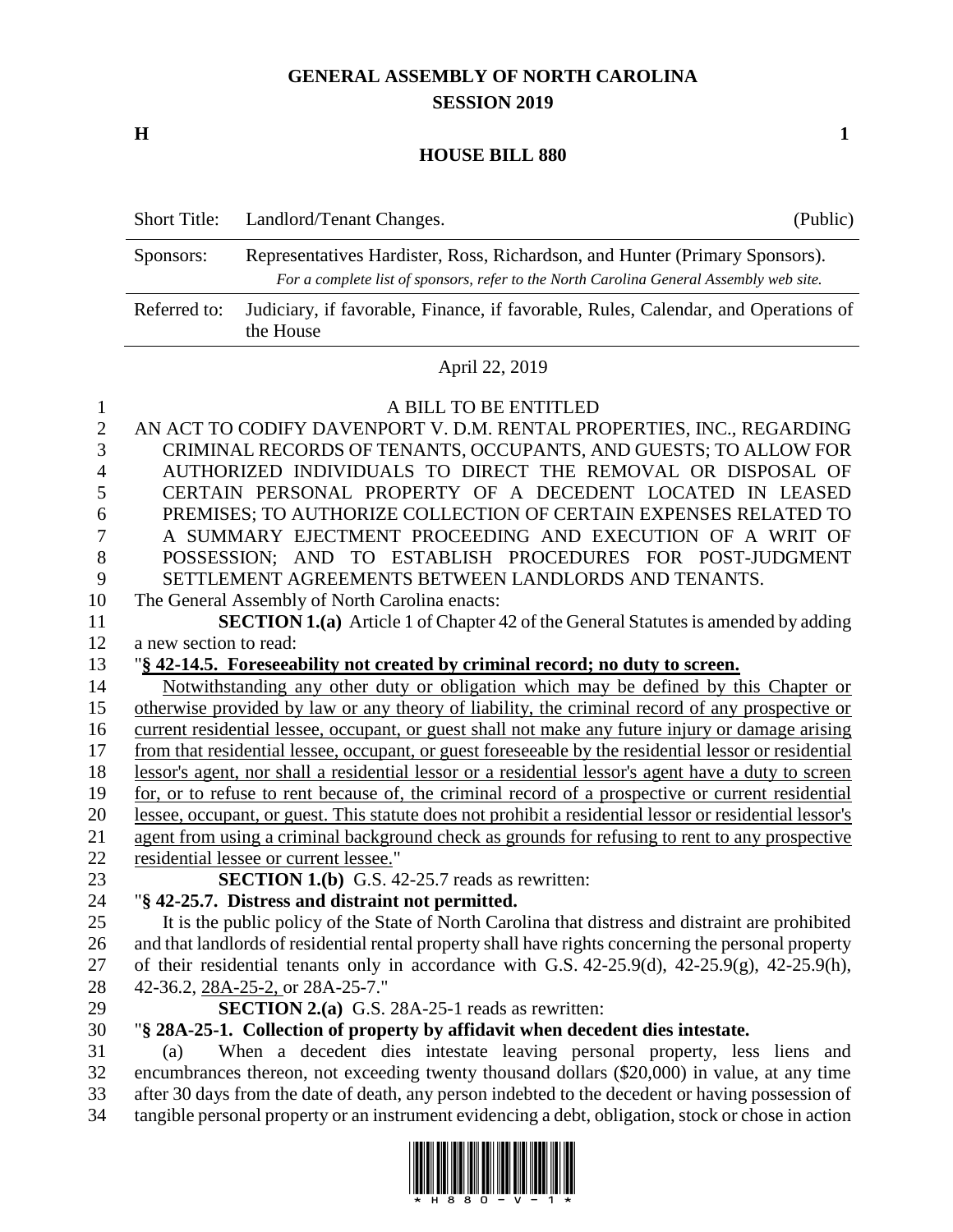# GENERAL ASSEMBLY OF NORTH CAROLINA
## SESSION 2019

**H** **1**

## HOUSE BILL 880

| Short Title: | Landlord/Tenant Changes. | (Public) |
|---|---|---|
| Sponsors: | Representatives Hardister, Ross, Richardson, and Hunter (Primary Sponsors). *For a complete list of sponsors, refer to the North Carolina General Assembly web site.* | |
| Referred to: | Judiciary, if favorable, Finance, if favorable, Rules, Calendar, and Operations of the House | |

April 22, 2019

A BILL TO BE ENTITLED

AN ACT TO CODIFY DAVENPORT V. D.M. RENTAL PROPERTIES, INC., REGARDING CRIMINAL RECORDS OF TENANTS, OCCUPANTS, AND GUESTS; TO ALLOW FOR AUTHORIZED INDIVIDUALS TO DIRECT THE REMOVAL OR DISPOSAL OF CERTAIN PERSONAL PROPERTY OF A DECEDENT LOCATED IN LEASED PREMISES; TO AUTHORIZE COLLECTION OF CERTAIN EXPENSES RELATED TO A SUMMARY EJECTMENT PROCEEDING AND EXECUTION OF A WRIT OF POSSESSION; AND TO ESTABLISH PROCEDURES FOR POST-JUDGMENT SETTLEMENT AGREEMENTS BETWEEN LANDLORDS AND TENANTS.

The General Assembly of North Carolina enacts:

**SECTION 1.(a)** Article 1 of Chapter 42 of the General Statutes is amended by adding a new section to read:

"**§ 42-14.5. Foreseeability not created by criminal record; no duty to screen.**

Notwithstanding any other duty or obligation which may be defined by this Chapter or otherwise provided by law or any theory of liability, the criminal record of any prospective or current residential lessee, occupant, or guest shall not make any future injury or damage arising from that residential lessee, occupant, or guest foreseeable by the residential lessor or residential lessor's agent, nor shall a residential lessor or a residential lessor's agent have a duty to screen for, or to refuse to rent because of, the criminal record of a prospective or current residential lessee, occupant, or guest. This statute does not prohibit a residential lessor or residential lessor's agent from using a criminal background check as grounds for refusing to rent to any prospective residential lessee or current lessee."

**SECTION 1.(b)** G.S. 42-25.7 reads as rewritten:

"**§ 42-25.7. Distress and distraint not permitted.**

It is the public policy of the State of North Carolina that distress and distraint are prohibited and that landlords of residential rental property shall have rights concerning the personal property of their residential tenants only in accordance with G.S. 42-25.9(d), 42-25.9(g), 42-25.9(h), 42-36.2, 28A-25-2, or 28A-25-7."

**SECTION 2.(a)** G.S. 28A-25-1 reads as rewritten:

"**§ 28A-25-1. Collection of property by affidavit when decedent dies intestate.**

(a) When a decedent dies intestate leaving personal property, less liens and encumbrances thereon, not exceeding twenty thousand dollars ($20,000) in value, at any time after 30 days from the date of death, any person indebted to the decedent or having possession of tangible personal property or an instrument evidencing a debt, obligation, stock or chose in action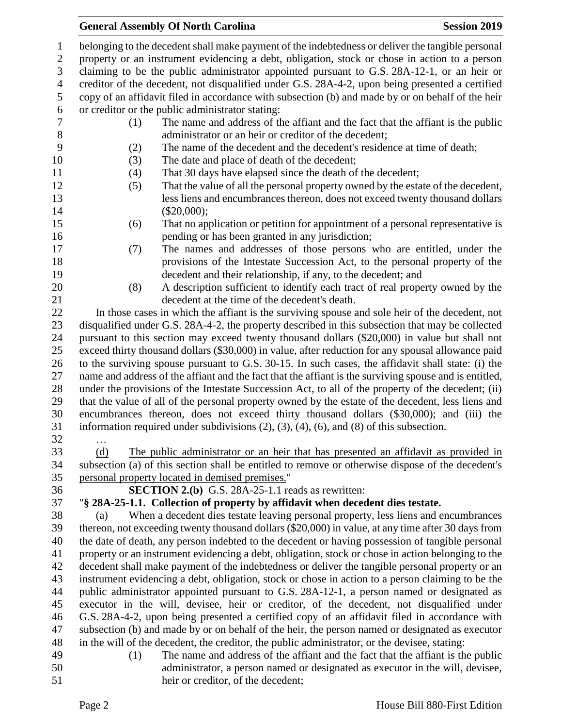belonging to the decedent shall make payment of the indebtedness or deliver the tangible personal property or an instrument evidencing a debt, obligation, stock or chose in action to a person claiming to be the public administrator appointed pursuant to G.S. 28A-12-1, or an heir or creditor of the decedent, not disqualified under G.S. 28A-4-2, upon being presented a certified copy of an affidavit filed in accordance with subsection (b) and made by or on behalf of the heir or creditor or the public administrator stating:

(1) The name and address of the affiant and the fact that the affiant is the public administrator or an heir or creditor of the decedent;
(2) The name of the decedent and the decedent's residence at time of death;
(3) The date and place of death of the decedent;
(4) That 30 days have elapsed since the death of the decedent;
(5) That the value of all the personal property owned by the estate of the decedent, less liens and encumbrances thereon, does not exceed twenty thousand dollars ($20,000);
(6) That no application or petition for appointment of a personal representative is pending or has been granted in any jurisdiction;
(7) The names and addresses of those persons who are entitled, under the provisions of the Intestate Succession Act, to the personal property of the decedent and their relationship, if any, to the decedent; and
(8) A description sufficient to identify each tract of real property owned by the decedent at the time of the decedent's death.

In those cases in which the affiant is the surviving spouse and sole heir of the decedent, not disqualified under G.S. 28A-4-2, the property described in this subsection that may be collected pursuant to this section may exceed twenty thousand dollars ($20,000) in value but shall not exceed thirty thousand dollars ($30,000) in value, after reduction for any spousal allowance paid to the surviving spouse pursuant to G.S. 30-15. In such cases, the affidavit shall state: (i) the name and address of the affiant and the fact that the affiant is the surviving spouse and is entitled, under the provisions of the Intestate Succession Act, to all of the property of the decedent; (ii) that the value of all of the personal property owned by the estate of the decedent, less liens and encumbrances thereon, does not exceed thirty thousand dollars ($30,000); and (iii) the information required under subdivisions (2), (3), (4), (6), and (8) of this subsection.

…

<u>(d) The public administrator or an heir that has presented an affidavit as provided in subsection (a) of this section shall be entitled to remove or otherwise dispose of the decedent's personal property located in demised premises.</u>"

**SECTION 2.(b)** G.S. 28A-25-1.1 reads as rewritten:

"**§ 28A-25-1.1. Collection of property by affidavit when decedent dies testate.**

(a) When a decedent dies testate leaving personal property, less liens and encumbrances thereon, not exceeding twenty thousand dollars ($20,000) in value, at any time after 30 days from the date of death, any person indebted to the decedent or having possession of tangible personal property or an instrument evidencing a debt, obligation, stock or chose in action belonging to the decedent shall make payment of the indebtedness or deliver the tangible personal property or an instrument evidencing a debt, obligation, stock or chose in action to a person claiming to be the public administrator appointed pursuant to G.S. 28A-12-1, a person named or designated as executor in the will, devisee, heir or creditor, of the decedent, not disqualified under G.S. 28A-4-2, upon being presented a certified copy of an affidavit filed in accordance with subsection (b) and made by or on behalf of the heir, the person named or designated as executor in the will of the decedent, the creditor, the public administrator, or the devisee, stating:

(1) The name and address of the affiant and the fact that the affiant is the public administrator, a person named or designated as executor in the will, devisee, heir or creditor, of the decedent;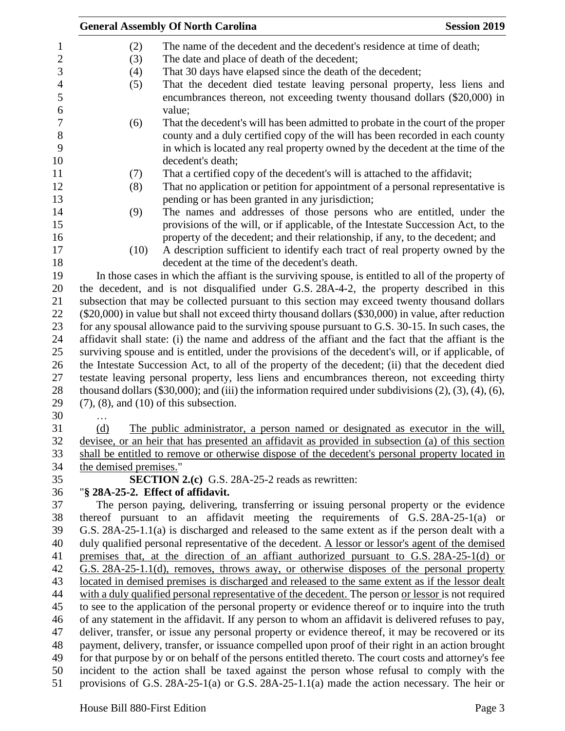(2) The name of the decedent and the decedent's residence at time of death;

(3) The date and place of death of the decedent;

(4) That 30 days have elapsed since the death of the decedent;

(5) That the decedent died testate leaving personal property, less liens and encumbrances thereon, not exceeding twenty thousand dollars ($20,000) in value;

(6) That the decedent's will has been admitted to probate in the court of the proper county and a duly certified copy of the will has been recorded in each county in which is located any real property owned by the decedent at the time of the decedent's death;

(7) That a certified copy of the decedent's will is attached to the affidavit;

(8) That no application or petition for appointment of a personal representative is pending or has been granted in any jurisdiction;

(9) The names and addresses of those persons who are entitled, under the provisions of the will, or if applicable, of the Intestate Succession Act, to the property of the decedent; and their relationship, if any, to the decedent; and

(10) A description sufficient to identify each tract of real property owned by the decedent at the time of the decedent's death.

In those cases in which the affiant is the surviving spouse, is entitled to all of the property of the decedent, and is not disqualified under G.S. 28A-4-2, the property described in this subsection that may be collected pursuant to this section may exceed twenty thousand dollars ($20,000) in value but shall not exceed thirty thousand dollars ($30,000) in value, after reduction for any spousal allowance paid to the surviving spouse pursuant to G.S. 30-15. In such cases, the affidavit shall state: (i) the name and address of the affiant and the fact that the affiant is the surviving spouse and is entitled, under the provisions of the decedent's will, or if applicable, of the Intestate Succession Act, to all of the property of the decedent; (ii) that the decedent died testate leaving personal property, less liens and encumbrances thereon, not exceeding thirty thousand dollars ($30,000); and (iii) the information required under subdivisions (2), (3), (4), (6), (7), (8), and (10) of this subsection.

…

(d) The public administrator, a person named or designated as executor in the will, devisee, or an heir that has presented an affidavit as provided in subsection (a) of this section shall be entitled to remove or otherwise dispose of the decedent's personal property located in the demised premises."

**SECTION 2.(c)** G.S. 28A-25-2 reads as rewritten:

"**§ 28A-25-2. Effect of affidavit.**

The person paying, delivering, transferring or issuing personal property or the evidence thereof pursuant to an affidavit meeting the requirements of G.S. 28A-25-1(a) or G.S. 28A-25-1.1(a) is discharged and released to the same extent as if the person dealt with a duly qualified personal representative of the decedent. A lessor or lessor's agent of the demised premises that, at the direction of an affiant authorized pursuant to G.S. 28A-25-1(d) or G.S. 28A-25-1.1(d), removes, throws away, or otherwise disposes of the personal property located in demised premises is discharged and released to the same extent as if the lessor dealt with a duly qualified personal representative of the decedent. The person or lessor is not required to see to the application of the personal property or evidence thereof or to inquire into the truth of any statement in the affidavit. If any person to whom an affidavit is delivered refuses to pay, deliver, transfer, or issue any personal property or evidence thereof, it may be recovered or its payment, delivery, transfer, or issuance compelled upon proof of their right in an action brought for that purpose by or on behalf of the persons entitled thereto. The court costs and attorney's fee incident to the action shall be taxed against the person whose refusal to comply with the provisions of G.S. 28A-25-1(a) or G.S. 28A-25-1.1(a) made the action necessary. The heir or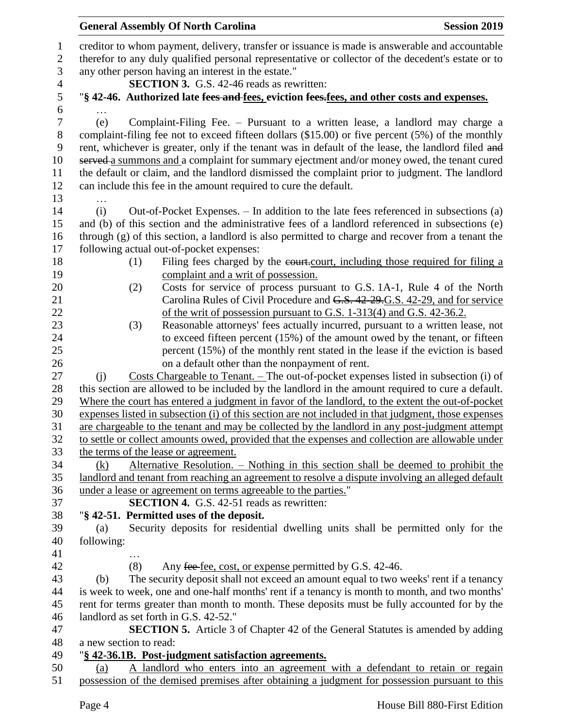creditor to whom payment, delivery, transfer or issuance is made is answerable and accountable therefor to any duly qualified personal representative or collector of the decedent's estate or to any other person having an interest in the estate."

**SECTION 3.** G.S. 42-46 reads as rewritten:

"**§ 42-46. Authorized late ~~fees and~~ fees, eviction ~~fees.~~fees, and other costs and expenses.**

…

(e) Complaint-Filing Fee. – Pursuant to a written lease, a landlord may charge a complaint-filing fee not to exceed fifteen dollars ($15.00) or five percent (5%) of the monthly rent, whichever is greater, only if the tenant was in default of the lease, the landlord filed ~~and served~~ a summons and a complaint for summary ejectment and/or money owed, the tenant cured the default or claim, and the landlord dismissed the complaint prior to judgment. The landlord can include this fee in the amount required to cure the default.

…

(i) Out-of-Pocket Expenses. – In addition to the late fees referenced in subsections (a) and (b) of this section and the administrative fees of a landlord referenced in subsections (e) through (g) of this section, a landlord is also permitted to charge and recover from a tenant the following actual out-of-pocket expenses:

(1) Filing fees charged by the ~~court.~~court, including those required for filing a complaint and a writ of possession.

(2) Costs for service of process pursuant to G.S. 1A-1, Rule 4 of the North Carolina Rules of Civil Procedure and ~~G.S. 42-29.~~G.S. 42-29, and for service of the writ of possession pursuant to G.S. 1-313(4) and G.S. 42-36.2.

(3) Reasonable attorneys' fees actually incurred, pursuant to a written lease, not to exceed fifteen percent (15%) of the amount owed by the tenant, or fifteen percent (15%) of the monthly rent stated in the lease if the eviction is based on a default other than the nonpayment of rent.

(j) Costs Chargeable to Tenant. – The out-of-pocket expenses listed in subsection (i) of this section are allowed to be included by the landlord in the amount required to cure a default. Where the court has entered a judgment in favor of the landlord, to the extent the out-of-pocket expenses listed in subsection (i) of this section are not included in that judgment, those expenses are chargeable to the tenant and may be collected by the landlord in any post-judgment attempt to settle or collect amounts owed, provided that the expenses and collection are allowable under the terms of the lease or agreement.

(k) Alternative Resolution. – Nothing in this section shall be deemed to prohibit the landlord and tenant from reaching an agreement to resolve a dispute involving an alleged default under a lease or agreement on terms agreeable to the parties."

**SECTION 4.** G.S. 42-51 reads as rewritten:

"**§ 42-51. Permitted uses of the deposit.**

(a) Security deposits for residential dwelling units shall be permitted only for the following:

…

(8) Any ~~fee~~ fee, cost, or expense permitted by G.S. 42-46.

(b) The security deposit shall not exceed an amount equal to two weeks' rent if a tenancy is week to week, one and one-half months' rent if a tenancy is month to month, and two months' rent for terms greater than month to month. These deposits must be fully accounted for by the landlord as set forth in G.S. 42-52."

**SECTION 5.** Article 3 of Chapter 42 of the General Statutes is amended by adding a new section to read:

"**§ 42-36.1B. Post-judgment satisfaction agreements.**

(a) A landlord who enters into an agreement with a defendant to retain or regain possession of the demised premises after obtaining a judgment for possession pursuant to this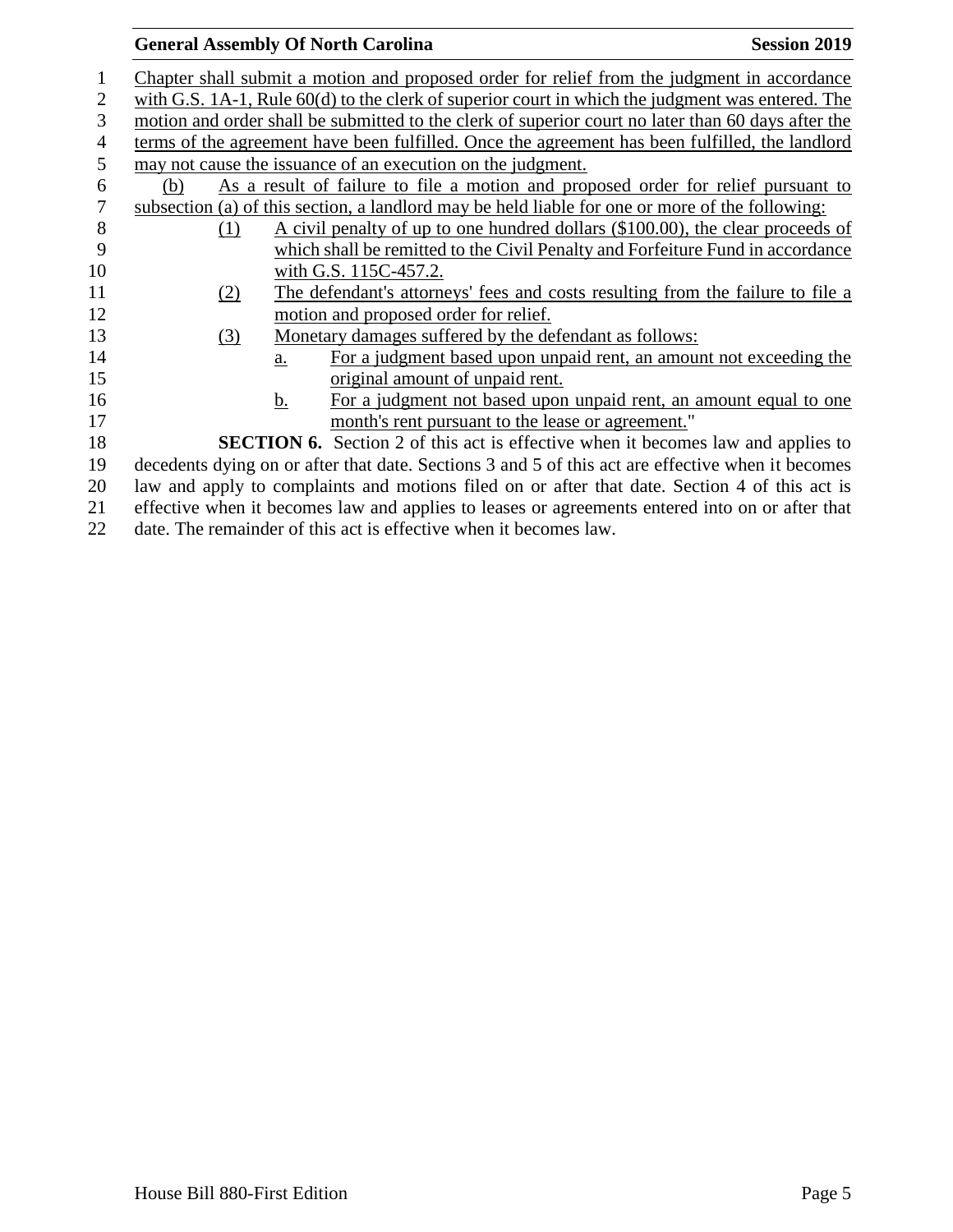Chapter shall submit a motion and proposed order for relief from the judgment in accordance with G.S. 1A-1, Rule 60(d) to the clerk of superior court in which the judgment was entered. The motion and order shall be submitted to the clerk of superior court no later than 60 days after the terms of the agreement have been fulfilled. Once the agreement has been fulfilled, the landlord may not cause the issuance of an execution on the judgment.

(b) As a result of failure to file a motion and proposed order for relief pursuant to subsection (a) of this section, a landlord may be held liable for one or more of the following:

(1) A civil penalty of up to one hundred dollars ($100.00), the clear proceeds of which shall be remitted to the Civil Penalty and Forfeiture Fund in accordance with G.S. 115C-457.2.

(2) The defendant's attorneys' fees and costs resulting from the failure to file a motion and proposed order for relief.

(3) Monetary damages suffered by the defendant as follows:

a. For a judgment based upon unpaid rent, an amount not exceeding the original amount of unpaid rent.

b. For a judgment not based upon unpaid rent, an amount equal to one month's rent pursuant to the lease or agreement."

**SECTION 6.** Section 2 of this act is effective when it becomes law and applies to decedents dying on or after that date. Sections 3 and 5 of this act are effective when it becomes law and apply to complaints and motions filed on or after that date. Section 4 of this act is effective when it becomes law and applies to leases or agreements entered into on or after that date. The remainder of this act is effective when it becomes law.